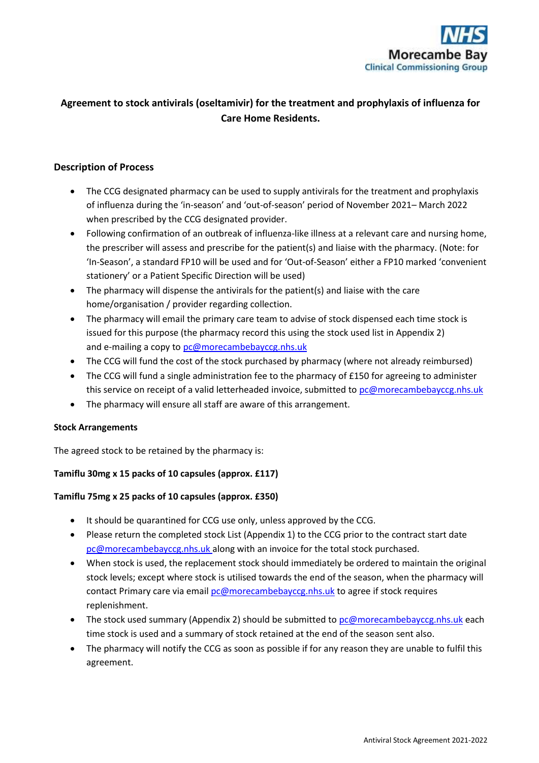NHS Morecambe Bay Clinical Commissioning Group

# Agreement to stock antivirals (oseltamivir) for the treatment and prophylaxis of influenza for Care Home Residents.

## Description of Process

- The CCG designated pharmacy can be used to supply antivirals for the treatment and prophylaxis of influenza during the 'in-season' and 'out-of-season' period of November 2021– March 2022 when prescribed by the CCG designated provider.
- Following confirmation of an outbreak of influenza-like illness at a relevant care and nursing home, the prescriber will assess and prescribe for the patient(s) and liaise with the pharmacy. (Note: for 'In-Season', a standard FP10 will be used and for 'Out-of-Season' either a FP10 marked 'convenient stationery' or a Patient Specific Direction will be used)
- The pharmacy will dispense the antivirals for the patient(s) and liaise with the care home/organisation / provider regarding collection.
- The pharmacy will email the primary care team to advise of stock dispensed each time stock is issued for this purpose (the pharmacy record this using the stock used list in Appendix 2) and e-mailing a copy to pc@morecambebayccg.nhs.uk
- The CCG will fund the cost of the stock purchased by pharmacy (where not already reimbursed)
- The CCG will fund a single administration fee to the pharmacy of £150 for agreeing to administer this service on receipt of a valid letterheaded invoice, submitted to pc@morecambebayccg.nhs.uk
- The pharmacy will ensure all staff are aware of this arrangement.

### Stock Arrangements

The agreed stock to be retained by the pharmacy is:

**Tamiflu 30mg x 15 packs of 10 capsules (approx. £117)**

**Tamiflu 75mg x 25 packs of 10 capsules (approx. £350)**

- It should be quarantined for CCG use only, unless approved by the CCG.
- Please return the completed stock List (Appendix 1) to the CCG prior to the contract start date pc@morecambebayccg.nhs.uk along with an invoice for the total stock purchased.
- When stock is used, the replacement stock should immediately be ordered to maintain the original stock levels; except where stock is utilised towards the end of the season, when the pharmacy will contact Primary care via email pc@morecambebayccg.nhs.uk to agree if stock requires replenishment.
- The stock used summary (Appendix 2) should be submitted to pc@morecambebayccg.nhs.uk each time stock is used and a summary of stock retained at the end of the season sent also.
- The pharmacy will notify the CCG as soon as possible if for any reason they are unable to fulfil this agreement.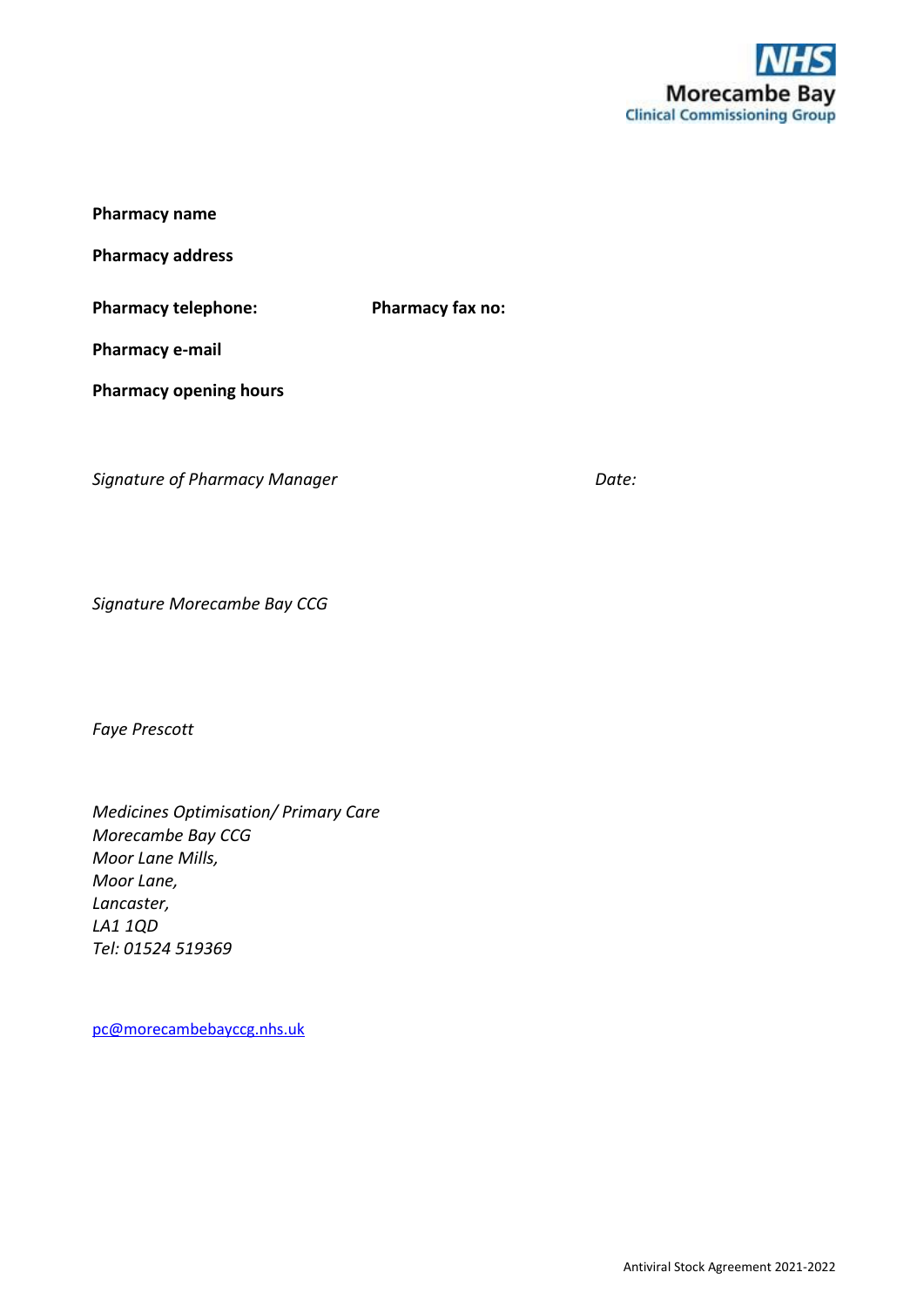NHS Morecambe Bay Clinical Commissioning Group

**Pharmacy name**

**Pharmacy address**

**Pharmacy telephone:** **Pharmacy fax no:**

**Pharmacy e-mail**

**Pharmacy opening hours**

*Signature of Pharmacy Manager* *Date:*

*Signature Morecambe Bay CCG*

*Faye Prescott*

*Medicines Optimisation/ Primary Care*
*Morecambe Bay CCG*
*Moor Lane Mills,*
*Moor Lane,*
*Lancaster,*
*LA1 1QD*
*Tel: 01524 519369*

[pc@morecambebayccg.nhs.uk](mailto:pc@morecambebayccg.nhs.uk)

Antiviral Stock Agreement 2021-2022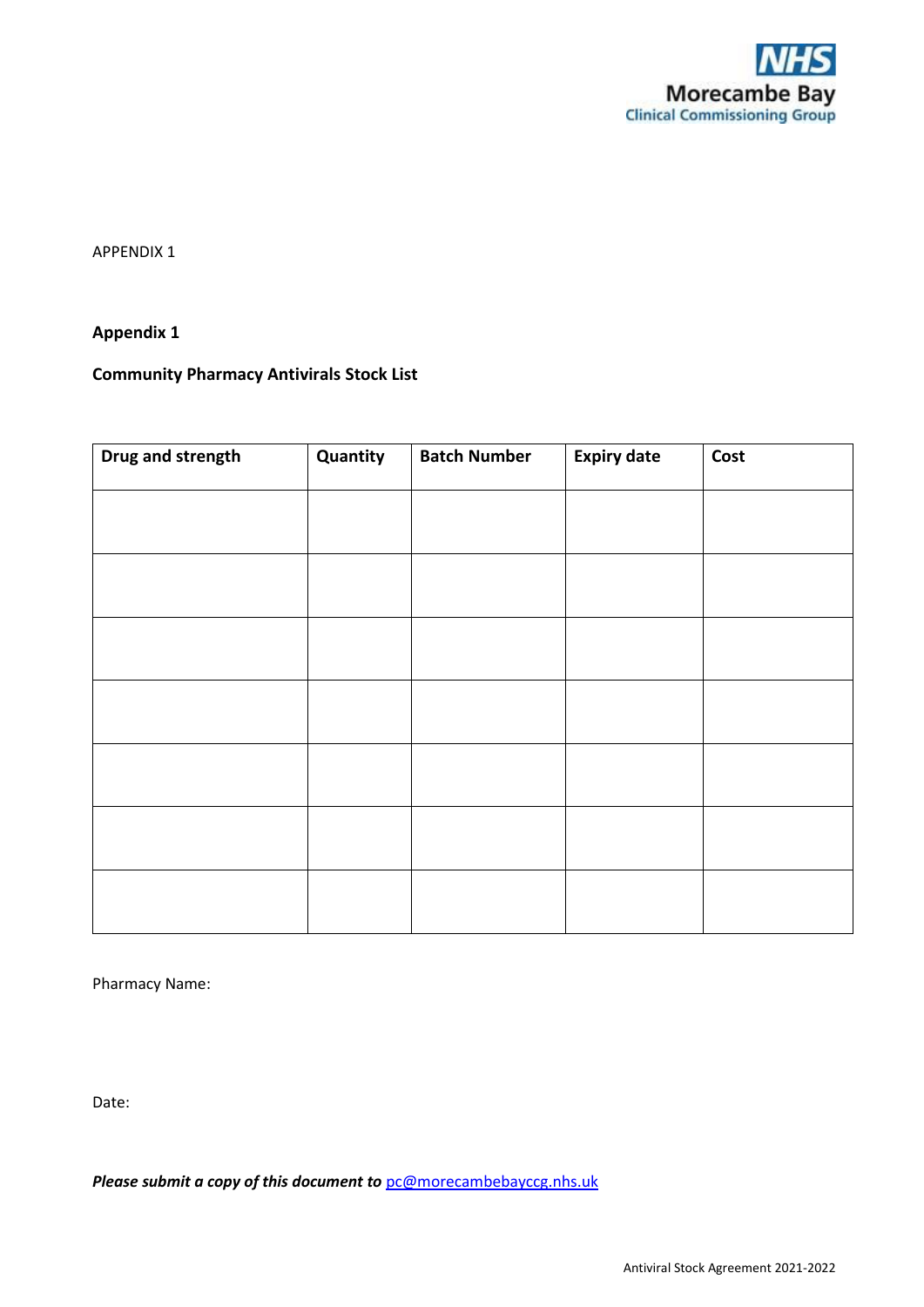APPENDIX 1

**Appendix 1**

**Community Pharmacy Antivirals Stock List**

| Drug and strength | Quantity | Batch Number | Expiry date | Cost |
|---|---|---|---|---|
| | | | | |
| | | | | |
| | | | | |
| | | | | |
| | | | | |
| | | | | |
| | | | | |

Pharmacy Name:

Date:

***Please submit a copy of this document to*** pc@morecambebayccg.nhs.uk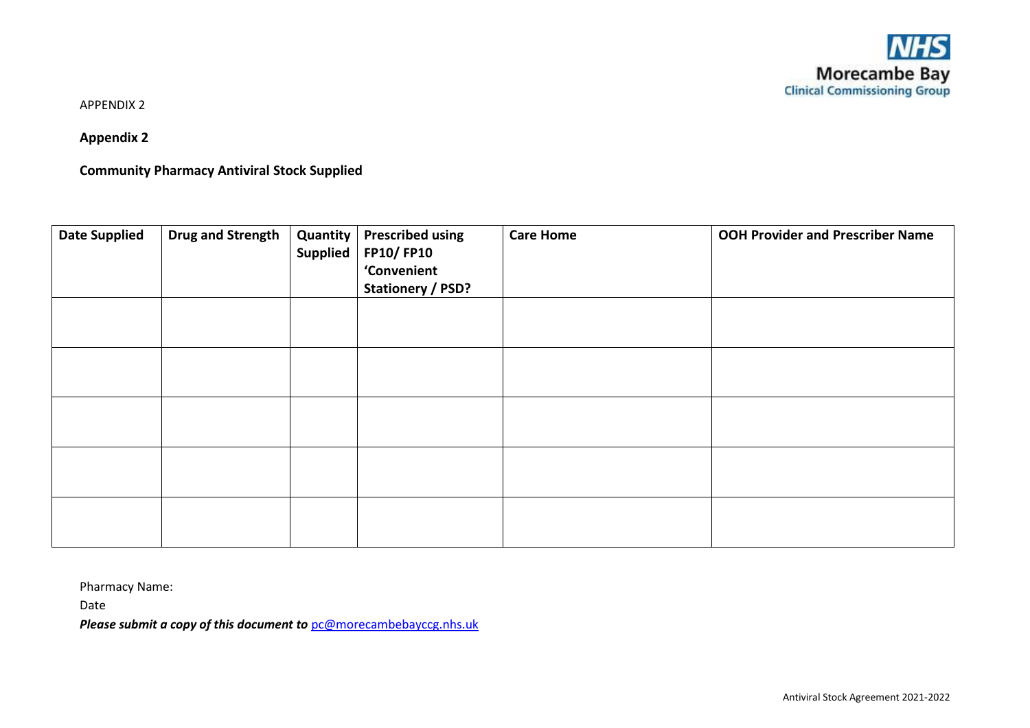APPENDIX 2

**Appendix 2**

**Community Pharmacy Antiviral Stock Supplied**

| Date Supplied | Drug and Strength | Quantity Supplied | Prescribed using FP10/ FP10 'Convenient Stationery / PSD? | Care Home | OOH Provider and Prescriber Name |
|---|---|---|---|---|---|
| | | | | | |
| | | | | | |
| | | | | | |
| | | | | | |
| | | | | | |

Pharmacy Name:

Date

***Please submit a copy of this document to*** pc@morecambebayccg.nhs.uk

Antiviral Stock Agreement 2021-2022